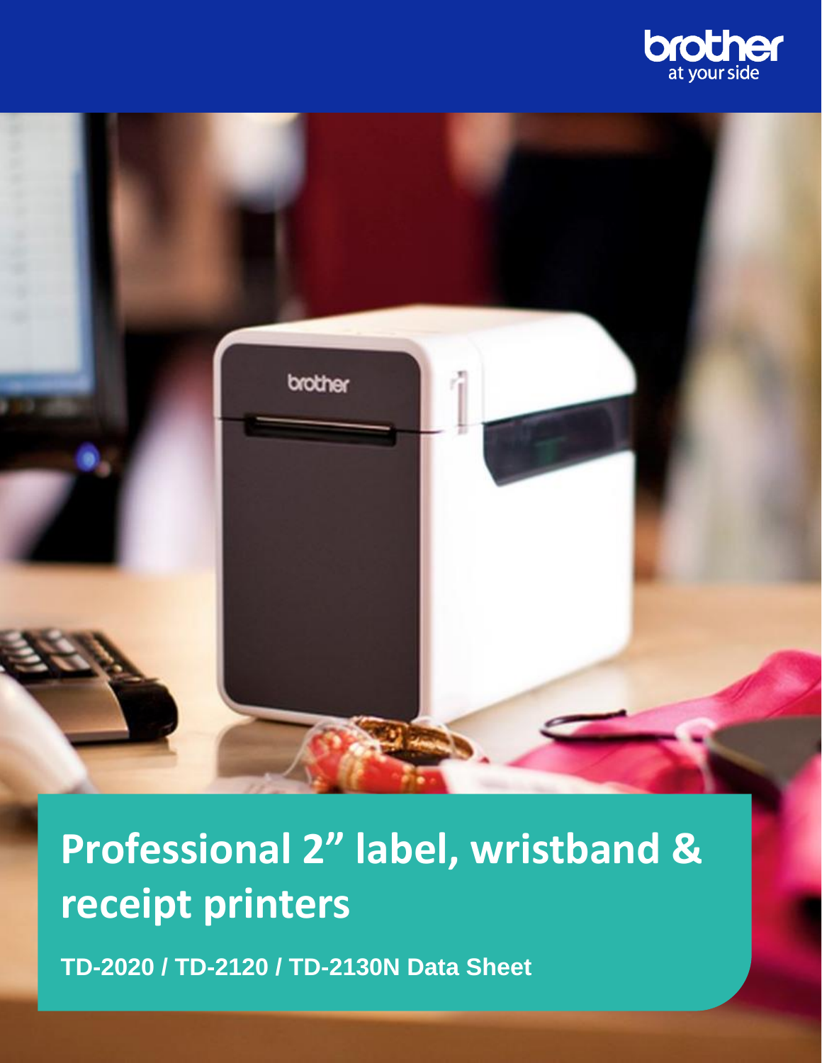# Professional 2” label, wristband & receipt printers

**TD-2020 / TD-2120 / TD-2130N Data Sheet**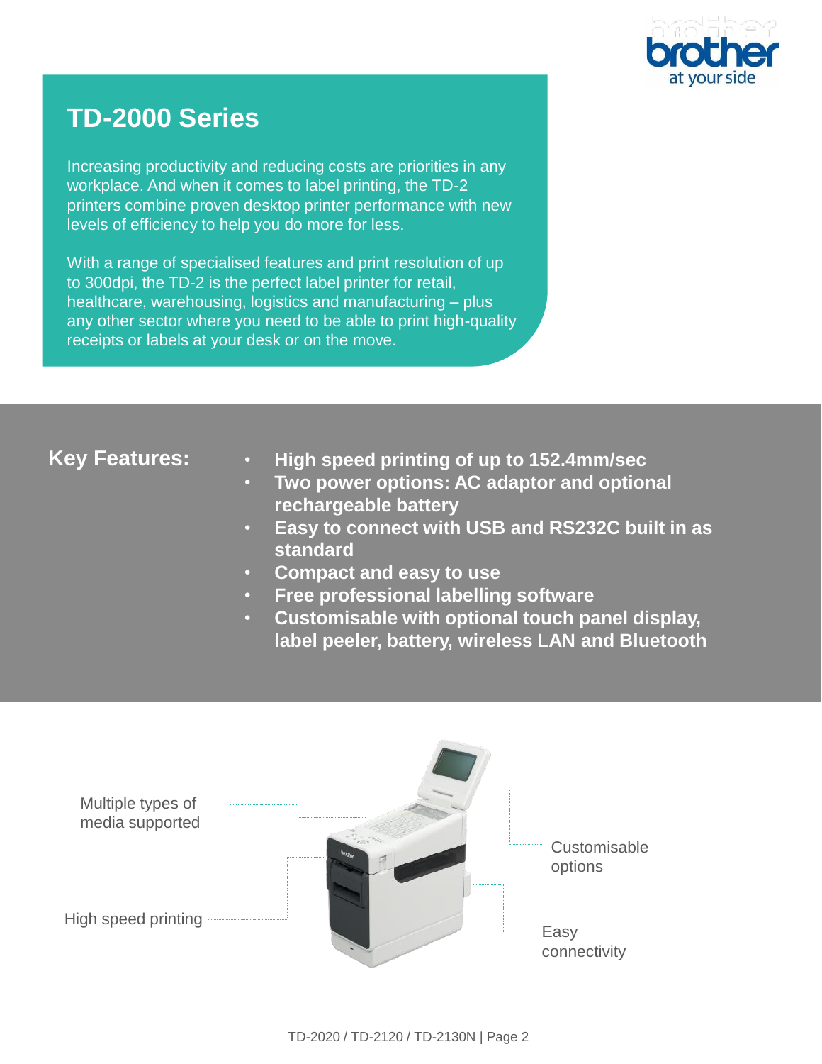# TD-2000 Series

Increasing productivity and reducing costs are priorities in any workplace. And when it comes to label printing, the TD-2 printers combine proven desktop printer performance with new levels of efficiency to help you do more for less.

With a range of specialised features and print resolution of up to 300dpi, the TD-2 is the perfect label printer for retail, healthcare, warehousing, logistics and manufacturing – plus any other sector where you need to be able to print high-quality receipts or labels at your desk or on the move.

## Key Features:

- **High speed printing of up to 152.4mm/sec**
- **Two power options: AC adaptor and optional rechargeable battery**
- **Easy to connect with USB and RS232C built in as standard**
- **Compact and easy to use**
- **Free professional labelling software**
- **Customisable with optional touch panel display, label peeler, battery, wireless LAN and Bluetooth**

Multiple types of media supported

High speed printing

Customisable options

Easy connectivity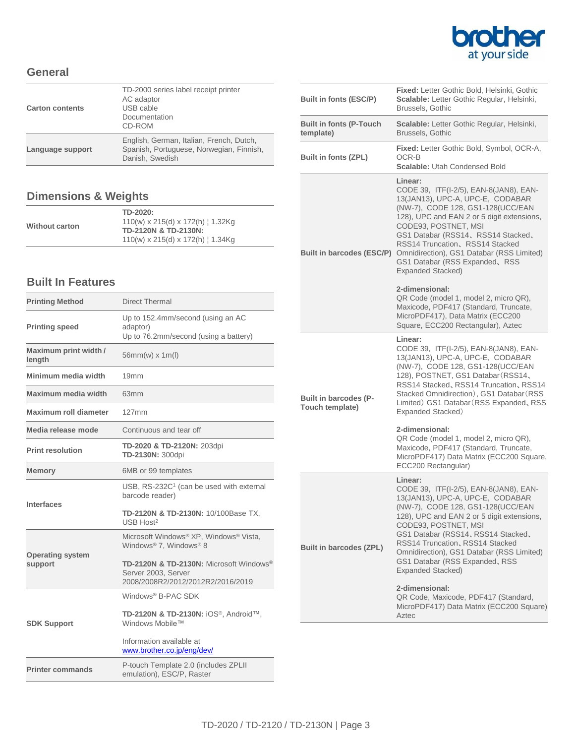## General

| | |
|---|---|
| **Carton contents** | TD-2000 series label receipt printer<br>AC adaptor<br>USB cable<br>Documentation<br>CD-ROM |
| **Language support** | English, German, Italian, French, Dutch, Spanish, Portuguese, Norwegian, Finnish, Danish, Swedish |

## Dimensions & Weights

| | |
|---|---|
| **Without carton** | **TD-2020:**<br>110(w) x 215(d) x 172(h) ¦ 1.32Kg<br>**TD-2120N & TD-2130N:**<br>110(w) x 215(d) x 172(h) ¦ 1.34Kg |

## Built In Features

| | |
|---|---|
| **Printing Method** | Direct Thermal |
| **Printing speed** | Up to 152.4mm/second (using an AC adaptor)<br>Up to 76.2mm/second (using a battery) |
| **Maximum print width / length** | 56mm(w) x 1m(l) |
| **Minimum media width** | 19mm |
| **Maximum media width** | 63mm |
| **Maximum roll diameter** | 127mm |
| **Media release mode** | Continuous and tear off |
| **Print resolution** | **TD-2020 & TD-2120N:** 203dpi<br>**TD-2130N:** 300dpi |
| **Memory** | 6MB or 99 templates |
| **Interfaces** | USB, RS-232C[1] (can be used with external barcode reader)<br><br>**TD-2120N & TD-2130N:** 10/100Base TX, USB Host[2] |
| **Operating system support** | Microsoft Windows® XP, Windows® Vista, Windows® 7, Windows® 8<br><br>**TD-2120N & TD-2130N:** Microsoft Windows® Server 2003, Server 2008/2008R2/2012/2012R2/2016/2019 |
| **SDK Support** | Windows® B-PAC SDK<br><br>**TD-2120N & TD-2130N:** iOS®, Android™, Windows Mobile™<br><br>Information available at www.brother.co.jp/eng/dev/ |
| **Printer commands** | P-touch Template 2.0 (includes ZPLII emulation), ESC/P, Raster |

| | |
|---|---|
| **Built in fonts (ESC/P)** | **Fixed:** Letter Gothic Bold, Helsinki, Gothic<br>**Scalable:** Letter Gothic Regular, Helsinki, Brussels, Gothic |
| **Built in fonts (P-Touch template)** | **Scalable:** Letter Gothic Regular, Helsinki, Brussels, Gothic |
| **Built in fonts (ZPL)** | **Fixed:** Letter Gothic Bold, Symbol, OCR-A, OCR-B<br>**Scalable:** Utah Condensed Bold |
| **Built in barcodes (ESC/P)** | **Linear:**<br>CODE 39, ITF(I-2/5), EAN-8(JAN8), EAN-13(JAN13), UPC-A, UPC-E, CODABAR (NW-7), CODE 128, GS1-128(UCC/EAN 128), UPC and EAN 2 or 5 digit extensions, CODE93, POSTNET, MSI<br>GS1 Databar (RSS14、RSS14 Stacked、RSS14 Truncation、RSS14 Stacked Omnidirection), GS1 Databar (RSS Limited) GS1 Databar (RSS Expanded、RSS Expanded Stacked)<br><br>**2-dimensional:**<br>QR Code (model 1, model 2, micro QR), Maxicode, PDF417 (Standard, Truncate, MicroPDF417), Data Matrix (ECC200 Square, ECC200 Rectangular), Aztec |
| **Built in barcodes (P-Touch template)** | **Linear:**<br>CODE 39, ITF(I-2/5), EAN-8(JAN8), EAN-13(JAN13), UPC-A, UPC-E, CODABAR (NW-7), CODE 128, GS1-128(UCC/EAN 128), POSTNET, GS1 Databar(RSS14、RSS14 Stacked、RSS14 Truncation、RSS14 Stacked Omnidirection), GS1 Databar(RSS Limited) GS1 Databar(RSS Expanded、RSS Expanded Stacked)<br><br>**2-dimensional:**<br>QR Code (model 1, model 2, micro QR), Maxicode, PDF417 (Standard, Truncate, MicroPDF417) Data Matrix (ECC200 Square, ECC200 Rectangular) |
| **Built in barcodes (ZPL)** | **Linear:**<br>CODE 39, ITF(I-2/5), EAN-8(JAN8), EAN-13(JAN13), UPC-A, UPC-E, CODABAR (NW-7), CODE 128, GS1-128(UCC/EAN 128), UPC and EAN 2 or 5 digit extensions, CODE93, POSTNET, MSI<br>GS1 Databar (RSS14、RSS14 Stacked、RSS14 Truncation、RSS14 Stacked Omnidirection), GS1 Databar (RSS Limited) GS1 Databar (RSS Expanded、RSS Expanded Stacked)<br><br>**2-dimensional:**<br>QR Code, Maxicode, PDF417 (Standard, MicroPDF417) Data Matrix (ECC200 Square) Aztec |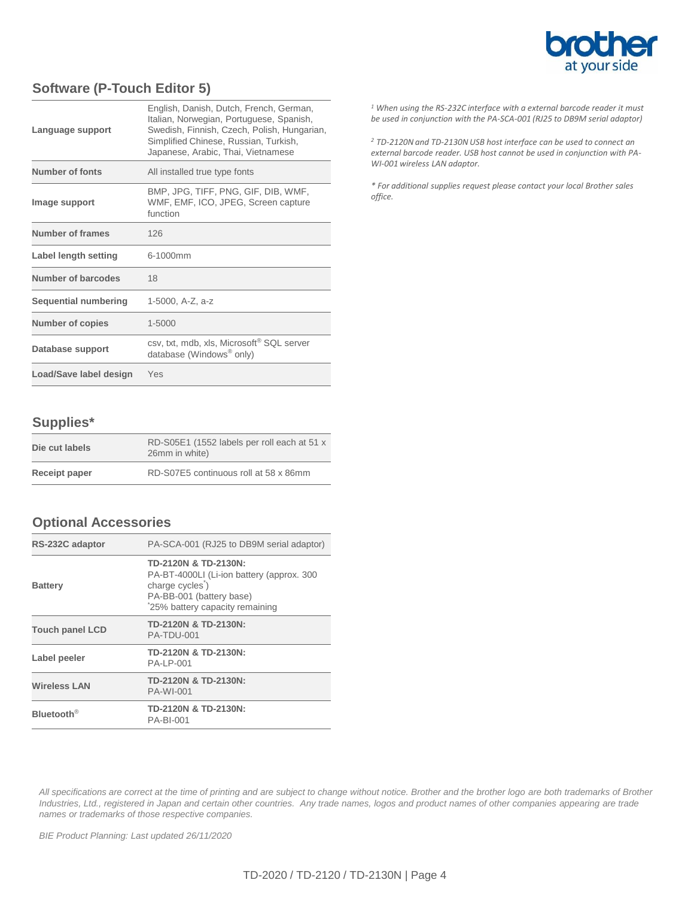## Software (P-Touch Editor 5)

| | |
|---|---|
| **Language support** | English, Danish, Dutch, French, German, Italian, Norwegian, Portuguese, Spanish, Swedish, Finnish, Czech, Polish, Hungarian, Simplified Chinese, Russian, Turkish, Japanese, Arabic, Thai, Vietnamese |
| **Number of fonts** | All installed true type fonts |
| **Image support** | BMP, JPG, TIFF, PNG, GIF, DIB, WMF, WMF, EMF, ICO, JPEG, Screen capture function |
| **Number of frames** | 126 |
| **Label length setting** | 6-1000mm |
| **Number of barcodes** | 18 |
| **Sequential numbering** | 1-5000, A-Z, a-z |
| **Number of copies** | 1-5000 |
| **Database support** | csv, txt, mdb, xls, Microsoft® SQL server database (Windows® only) |
| **Load/Save label design** | Yes |

## Supplies*

| | |
|---|---|
| **Die cut labels** | RD-S05E1 (1552 labels per roll each at 51 x 26mm in white) |
| **Receipt paper** | RD-S07E5 continuous roll at 58 x 86mm |

## Optional Accessories

| | |
|---|---|
| **RS-232C adaptor** | PA-SCA-001 (RJ25 to DB9M serial adaptor) |
| **Battery** | **TD-2120N & TD-2130N:** PA-BT-4000LI (Li-ion battery (approx. 300 charge cycles*) PA-BB-001 (battery base) *25% battery capacity remaining |
| **Touch panel LCD** | **TD-2120N & TD-2130N:** PA-TDU-001 |
| **Label peeler** | **TD-2120N & TD-2130N:** PA-LP-001 |
| **Wireless LAN** | **TD-2120N & TD-2130N:** PA-WI-001 |
| **Bluetooth®** | **TD-2120N & TD-2130N:** PA-BI-001 |

*[1] When using the RS-232C interface with a external barcode reader it must be used in conjunction with the PA-SCA-001 (RJ25 to DB9M serial adaptor)*

*[2] TD-2120N and TD-2130N USB host interface can be used to connect an external barcode reader. USB host cannot be used in conjunction with PA-WI-001 wireless LAN adaptor.*

*\* For additional supplies request please contact your local Brother sales office.*

*All specifications are correct at the time of printing and are subject to change without notice. Brother and the brother logo are both trademarks of Brother Industries, Ltd., registered in Japan and certain other countries. Any trade names, logos and product names of other companies appearing are trade names or trademarks of those respective companies.*

*BIE Product Planning: Last updated 26/11/2020*